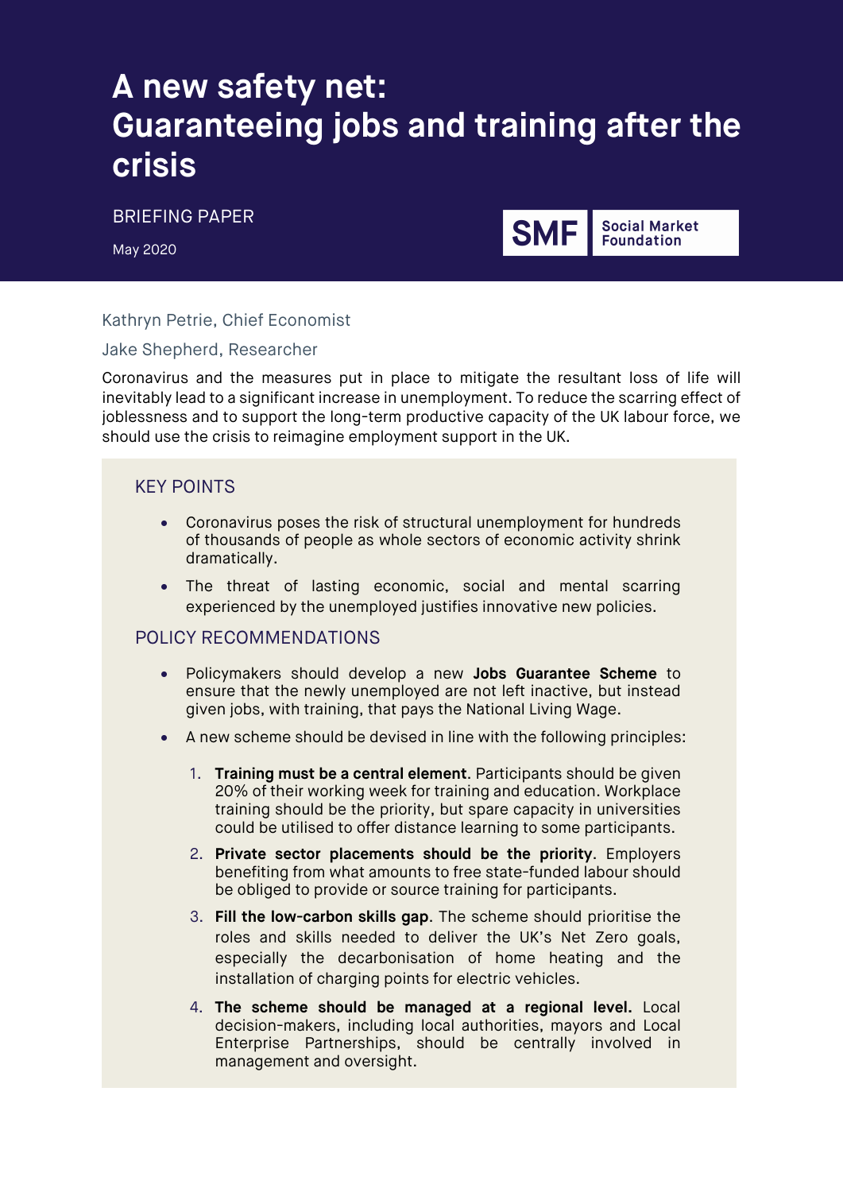# A new safety net: Guaranteeing jobs and training after the crisis

BRIEFING PAPER

May 2020

SMF Social Market Foundation

Kathryn Petrie, Chief Economist

Jake Shepherd, Researcher

Coronavirus and the measures put in place to mitigate the resultant loss of life will inevitably lead to a significant increase in unemployment. To reduce the scarring effect of joblessness and to support the long-term productive capacity of the UK labour force, we should use the crisis to reimagine employment support in the UK.

## KEY POINTS

- Coronavirus poses the risk of structural unemployment for hundreds of thousands of people as whole sectors of economic activity shrink dramatically.
- The threat of lasting economic, social and mental scarring experienced by the unemployed justifies innovative new policies.

## POLICY RECOMMENDATIONS

- Policymakers should develop a new **Jobs Guarantee Scheme** to ensure that the newly unemployed are not left inactive, but instead given jobs, with training, that pays the National Living Wage.
- A new scheme should be devised in line with the following principles:
  1. **Training must be a central element**. Participants should be given 20% of their working week for training and education. Workplace training should be the priority, but spare capacity in universities could be utilised to offer distance learning to some participants.
  2. **Private sector placements should be the priority**. Employers benefiting from what amounts to free state-funded labour should be obliged to provide or source training for participants.
  3. **Fill the low-carbon skills gap**. The scheme should prioritise the roles and skills needed to deliver the UK's Net Zero goals, especially the decarbonisation of home heating and the installation of charging points for electric vehicles.
  4. **The scheme should be managed at a regional level.** Local decision-makers, including local authorities, mayors and Local Enterprise Partnerships, should be centrally involved in management and oversight.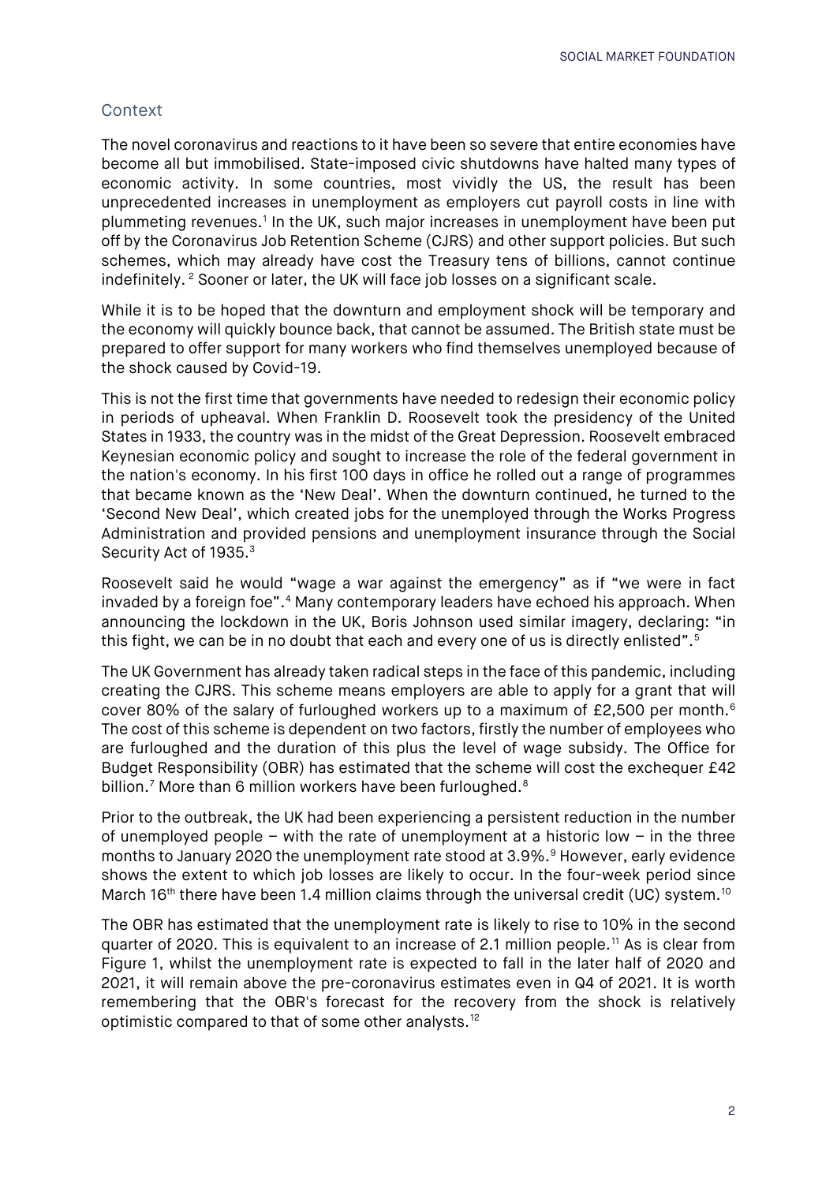## Context

The novel coronavirus and reactions to it have been so severe that entire economies have become all but immobilised. State-imposed civic shutdowns have halted many types of economic activity. In some countries, most vividly the US, the result has been unprecedented increases in unemployment as employers cut payroll costs in line with plummeting revenues.[1] In the UK, such major increases in unemployment have been put off by the Coronavirus Job Retention Scheme (CJRS) and other support policies. But such schemes, which may already have cost the Treasury tens of billions, cannot continue indefinitely. [2] Sooner or later, the UK will face job losses on a significant scale.

While it is to be hoped that the downturn and employment shock will be temporary and the economy will quickly bounce back, that cannot be assumed. The British state must be prepared to offer support for many workers who find themselves unemployed because of the shock caused by Covid-19.

This is not the first time that governments have needed to redesign their economic policy in periods of upheaval. When Franklin D. Roosevelt took the presidency of the United States in 1933, the country was in the midst of the Great Depression. Roosevelt embraced Keynesian economic policy and sought to increase the role of the federal government in the nation's economy. In his first 100 days in office he rolled out a range of programmes that became known as the 'New Deal'. When the downturn continued, he turned to the 'Second New Deal', which created jobs for the unemployed through the Works Progress Administration and provided pensions and unemployment insurance through the Social Security Act of 1935.[3]

Roosevelt said he would "wage a war against the emergency" as if "we were in fact invaded by a foreign foe".[4] Many contemporary leaders have echoed his approach. When announcing the lockdown in the UK, Boris Johnson used similar imagery, declaring: "in this fight, we can be in no doubt that each and every one of us is directly enlisted".[5]

The UK Government has already taken radical steps in the face of this pandemic, including creating the CJRS. This scheme means employers are able to apply for a grant that will cover 80% of the salary of furloughed workers up to a maximum of £2,500 per month.[6] The cost of this scheme is dependent on two factors, firstly the number of employees who are furloughed and the duration of this plus the level of wage subsidy. The Office for Budget Responsibility (OBR) has estimated that the scheme will cost the exchequer £42 billion.[7] More than 6 million workers have been furloughed.[8]

Prior to the outbreak, the UK had been experiencing a persistent reduction in the number of unemployed people – with the rate of unemployment at a historic low – in the three months to January 2020 the unemployment rate stood at 3.9%.[9] However, early evidence shows the extent to which job losses are likely to occur. In the four-week period since March 16th there have been 1.4 million claims through the universal credit (UC) system.[10]

The OBR has estimated that the unemployment rate is likely to rise to 10% in the second quarter of 2020. This is equivalent to an increase of 2.1 million people.[11] As is clear from Figure 1, whilst the unemployment rate is expected to fall in the later half of 2020 and 2021, it will remain above the pre-coronavirus estimates even in Q4 of 2021. It is worth remembering that the OBR's forecast for the recovery from the shock is relatively optimistic compared to that of some other analysts.[12]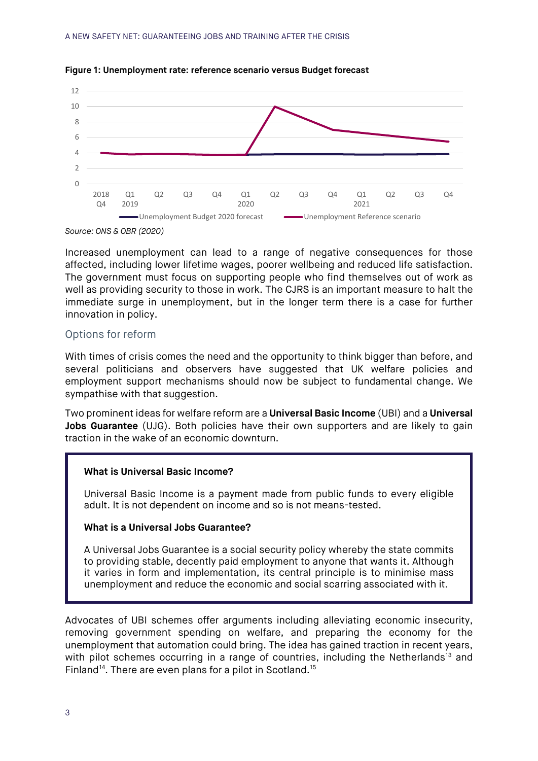**Figure 1: Unemployment rate: reference scenario versus Budget forecast**

12
10
8
6
4
2
0

2018 Q4
Q1 2019
Q2
Q3
Q4
Q1 2020
Q2
Q3
Q4
Q1 2021
Q2
Q3
Q4

Unemployment Budget 2020 forecast
Unemployment Reference scenario

*Source: ONS & OBR (2020)*

Increased unemployment can lead to a range of negative consequences for those affected, including lower lifetime wages, poorer wellbeing and reduced life satisfaction. The government must focus on supporting people who find themselves out of work as well as providing security to those in work. The CJRS is an important measure to halt the immediate surge in unemployment, but in the longer term there is a case for further innovation in policy.

## Options for reform

With times of crisis comes the need and the opportunity to think bigger than before, and several politicians and observers have suggested that UK welfare policies and employment support mechanisms should now be subject to fundamental change. We sympathise with that suggestion.

Two prominent ideas for welfare reform are a **Universal Basic Income** (UBI) and a **Universal Jobs Guarantee** (UJG). Both policies have their own supporters and are likely to gain traction in the wake of an economic downturn.

**What is Universal Basic Income?**

Universal Basic Income is a payment made from public funds to every eligible adult. It is not dependent on income and so is not means-tested.

**What is a Universal Jobs Guarantee?**

A Universal Jobs Guarantee is a social security policy whereby the state commits to providing stable, decently paid employment to anyone that wants it. Although it varies in form and implementation, its central principle is to minimise mass unemployment and reduce the economic and social scarring associated with it.

Advocates of UBI schemes offer arguments including alleviating economic insecurity, removing government spending on welfare, and preparing the economy for the unemployment that automation could bring. The idea has gained traction in recent years, with pilot schemes occurring in a range of countries, including the Netherlands[13] and Finland[14]. There are even plans for a pilot in Scotland.[15]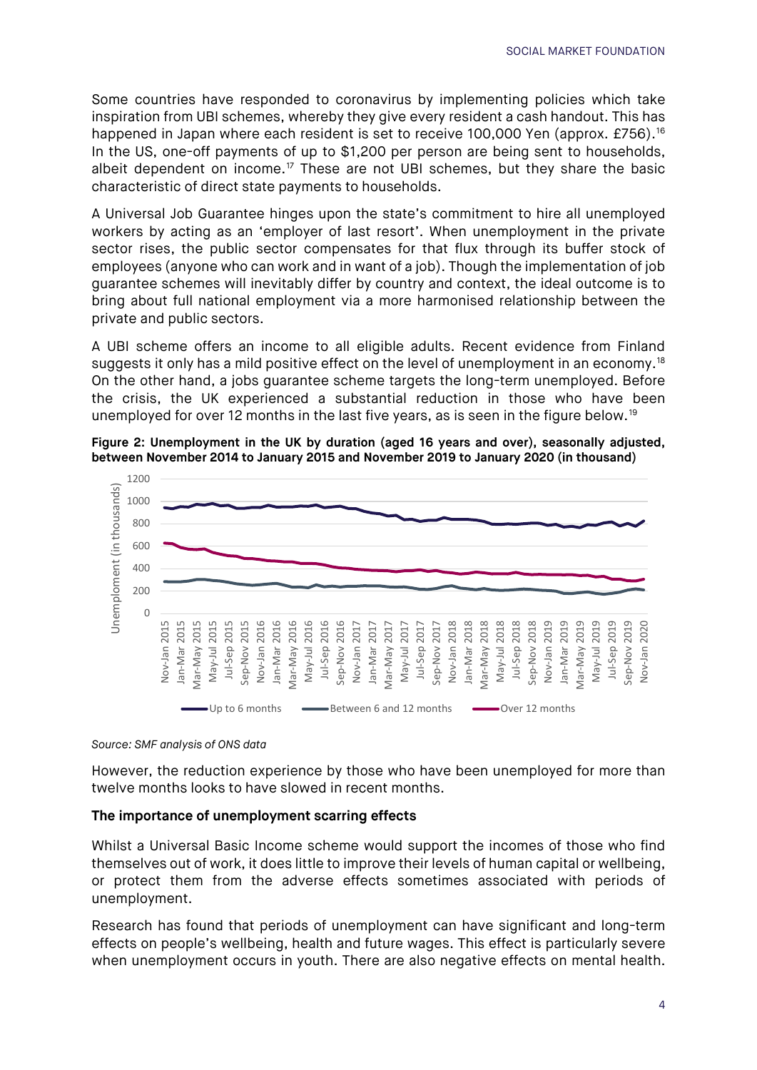Some countries have responded to coronavirus by implementing policies which take inspiration from UBI schemes, whereby they give every resident a cash handout. This has happened in Japan where each resident is set to receive 100,000 Yen (approx. £756).[16] In the US, one-off payments of up to $1,200 per person are being sent to households, albeit dependent on income.[17] These are not UBI schemes, but they share the basic characteristic of direct state payments to households.

A Universal Job Guarantee hinges upon the state's commitment to hire all unemployed workers by acting as an 'employer of last resort'. When unemployment in the private sector rises, the public sector compensates for that flux through its buffer stock of employees (anyone who can work and in want of a job). Though the implementation of job guarantee schemes will inevitably differ by country and context, the ideal outcome is to bring about full national employment via a more harmonised relationship between the private and public sectors.

A UBI scheme offers an income to all eligible adults. Recent evidence from Finland suggests it only has a mild positive effect on the level of unemployment in an economy.[18] On the other hand, a jobs guarantee scheme targets the long-term unemployed. Before the crisis, the UK experienced a substantial reduction in those who have been unemployed for over 12 months in the last five years, as is seen in the figure below.[19]

**Figure 2: Unemployment in the UK by duration (aged 16 years and over), seasonally adjusted, between November 2014 to January 2015 and November 2019 to January 2020 (in thousand)**

Unemployment (in thousands)

1200
1000
800
600
400
200
0

Nov-Jan 2015, Jan-Mar 2015, Mar-May 2015, May-Jul 2015, Jul-Sep 2015, Sep-Nov 2015, Nov-Jan 2016, Jan-Mar 2016, Mar-May 2016, May-Jul 2016, Jul-Sep 2016, Sep-Nov 2016, Nov-Jan 2017, Jan-Mar 2017, Mar-May 2017, May-Jul 2017, Jul-Sep 2017, Sep-Nov 2017, Nov-Jan 2018, Jan-Mar 2018, Mar-May 2018, May-Jul 2018, Jul-Sep 2018, Sep-Nov 2018, Nov-Jan 2019, Jan-Mar 2019, Mar-May 2019, May-Jul 2019, Jul-Sep 2019, Sep-Nov 2019, Nov-Jan 2020

Up to 6 months
Between 6 and 12 months
Over 12 months

*Source: SMF analysis of ONS data*

However, the reduction experience by those who have been unemployed for more than twelve months looks to have slowed in recent months.

**The importance of unemployment scarring effects**

Whilst a Universal Basic Income scheme would support the incomes of those who find themselves out of work, it does little to improve their levels of human capital or wellbeing, or protect them from the adverse effects sometimes associated with periods of unemployment.

Research has found that periods of unemployment can have significant and long-term effects on people's wellbeing, health and future wages. This effect is particularly severe when unemployment occurs in youth. There are also negative effects on mental health.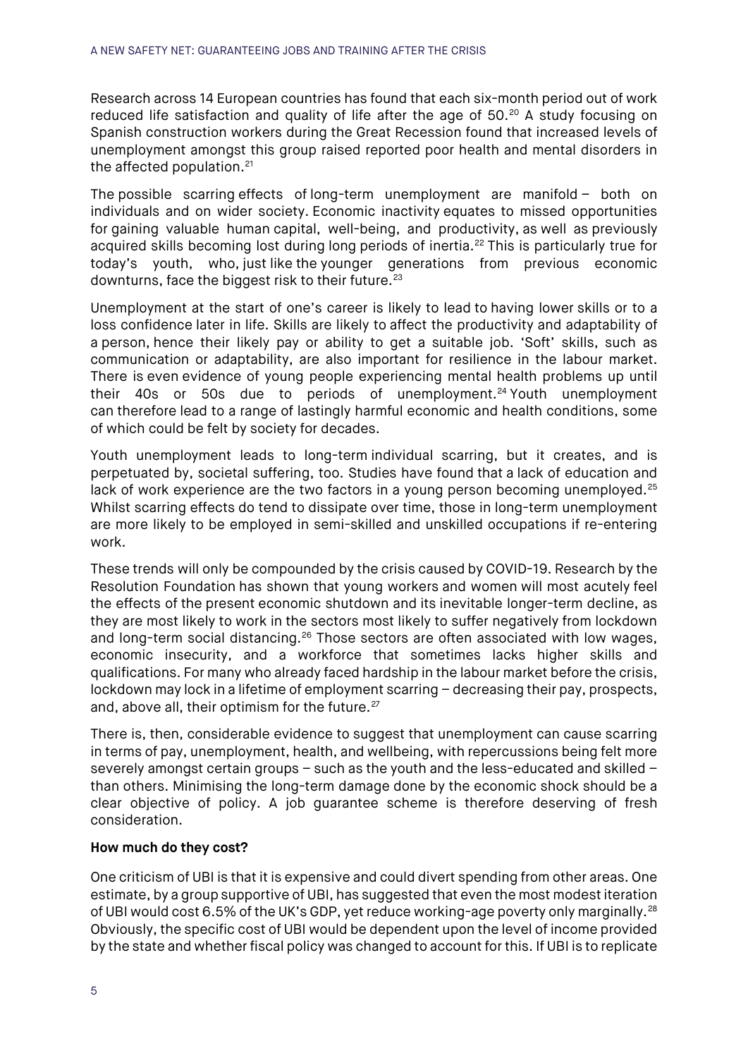Research across 14 European countries has found that each six-month period out of work reduced life satisfaction and quality of life after the age of 50.[20] A study focusing on Spanish construction workers during the Great Recession found that increased levels of unemployment amongst this group raised reported poor health and mental disorders in the affected population.[21]

The possible scarring effects of long-term unemployment are manifold – both on individuals and on wider society. Economic inactivity equates to missed opportunities for gaining valuable human capital, well-being, and productivity, as well as previously acquired skills becoming lost during long periods of inertia.[22] This is particularly true for today's youth, who, just like the younger generations from previous economic downturns, face the biggest risk to their future.[23]

Unemployment at the start of one's career is likely to lead to having lower skills or to a loss confidence later in life. Skills are likely to affect the productivity and adaptability of a person, hence their likely pay or ability to get a suitable job. 'Soft' skills, such as communication or adaptability, are also important for resilience in the labour market. There is even evidence of young people experiencing mental health problems up until their 40s or 50s due to periods of unemployment.[24] Youth unemployment can therefore lead to a range of lastingly harmful economic and health conditions, some of which could be felt by society for decades.

Youth unemployment leads to long-term individual scarring, but it creates, and is perpetuated by, societal suffering, too. Studies have found that a lack of education and lack of work experience are the two factors in a young person becoming unemployed.[25] Whilst scarring effects do tend to dissipate over time, those in long-term unemployment are more likely to be employed in semi-skilled and unskilled occupations if re-entering work.

These trends will only be compounded by the crisis caused by COVID-19. Research by the Resolution Foundation has shown that young workers and women will most acutely feel the effects of the present economic shutdown and its inevitable longer-term decline, as they are most likely to work in the sectors most likely to suffer negatively from lockdown and long-term social distancing.[26] Those sectors are often associated with low wages, economic insecurity, and a workforce that sometimes lacks higher skills and qualifications. For many who already faced hardship in the labour market before the crisis, lockdown may lock in a lifetime of employment scarring – decreasing their pay, prospects, and, above all, their optimism for the future.[27]

There is, then, considerable evidence to suggest that unemployment can cause scarring in terms of pay, unemployment, health, and wellbeing, with repercussions being felt more severely amongst certain groups – such as the youth and the less-educated and skilled – than others. Minimising the long-term damage done by the economic shock should be a clear objective of policy. A job guarantee scheme is therefore deserving of fresh consideration.

**How much do they cost?**

One criticism of UBI is that it is expensive and could divert spending from other areas. One estimate, by a group supportive of UBI, has suggested that even the most modest iteration of UBI would cost 6.5% of the UK's GDP, yet reduce working-age poverty only marginally.[28] Obviously, the specific cost of UBI would be dependent upon the level of income provided by the state and whether fiscal policy was changed to account for this. If UBI is to replicate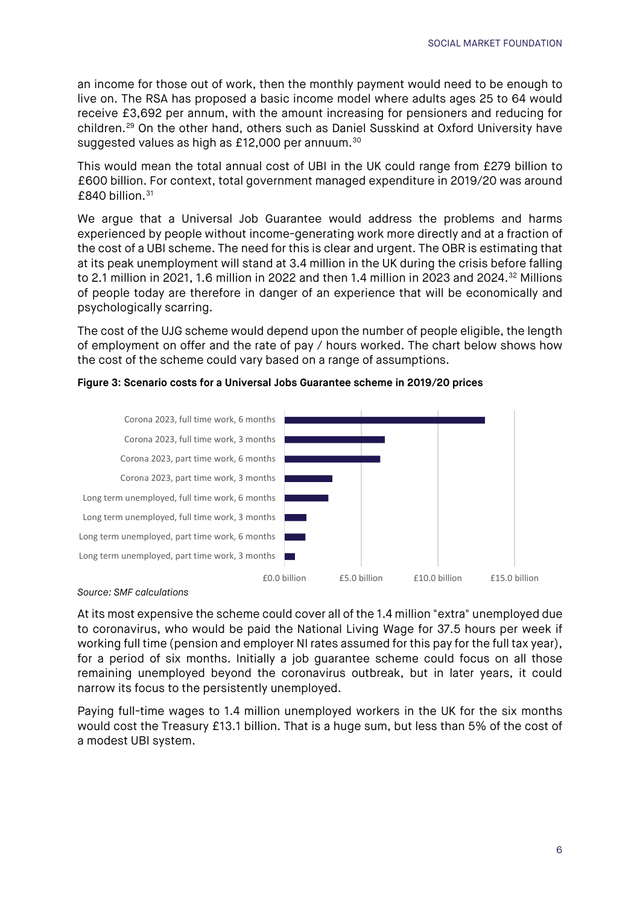an income for those out of work, then the monthly payment would need to be enough to live on. The RSA has proposed a basic income model where adults ages 25 to 64 would receive £3,692 per annum, with the amount increasing for pensioners and reducing for children.[29] On the other hand, others such as Daniel Susskind at Oxford University have suggested values as high as £12,000 per annum.[30]

This would mean the total annual cost of UBI in the UK could range from £279 billion to £600 billion. For context, total government managed expenditure in 2019/20 was around £840 billion.[31]

We argue that a Universal Job Guarantee would address the problems and harms experienced by people without income-generating work more directly and at a fraction of the cost of a UBI scheme. The need for this is clear and urgent. The OBR is estimating that at its peak unemployment will stand at 3.4 million in the UK during the crisis before falling to 2.1 million in 2021, 1.6 million in 2022 and then 1.4 million in 2023 and 2024.[32] Millions of people today are therefore in danger of an experience that will be economically and psychologically scarring.

The cost of the UJG scheme would depend upon the number of people eligible, the length of employment on offer and the rate of pay / hours worked. The chart below shows how the cost of the scheme could vary based on a range of assumptions.

**Figure 3: Scenario costs for a Universal Jobs Guarantee scheme in 2019/20 prices**

Corona 2023, full time work, 6 months
Corona 2023, full time work, 3 months
Corona 2023, part time work, 6 months
Corona 2023, part time work, 3 months
Long term unemployed, full time work, 6 months
Long term unemployed, full time work, 3 months
Long term unemployed, part time work, 6 months
Long term unemployed, part time work, 3 months

£0.0 billion
£5.0 billion
£10.0 billion
£15.0 billion

*Source: SMF calculations*

At its most expensive the scheme could cover all of the 1.4 million "extra" unemployed due to coronavirus, who would be paid the National Living Wage for 37.5 hours per week if working full time (pension and employer NI rates assumed for this pay for the full tax year), for a period of six months. Initially a job guarantee scheme could focus on all those remaining unemployed beyond the coronavirus outbreak, but in later years, it could narrow its focus to the persistently unemployed.

Paying full-time wages to 1.4 million unemployed workers in the UK for the six months would cost the Treasury £13.1 billion. That is a huge sum, but less than 5% of the cost of a modest UBI system.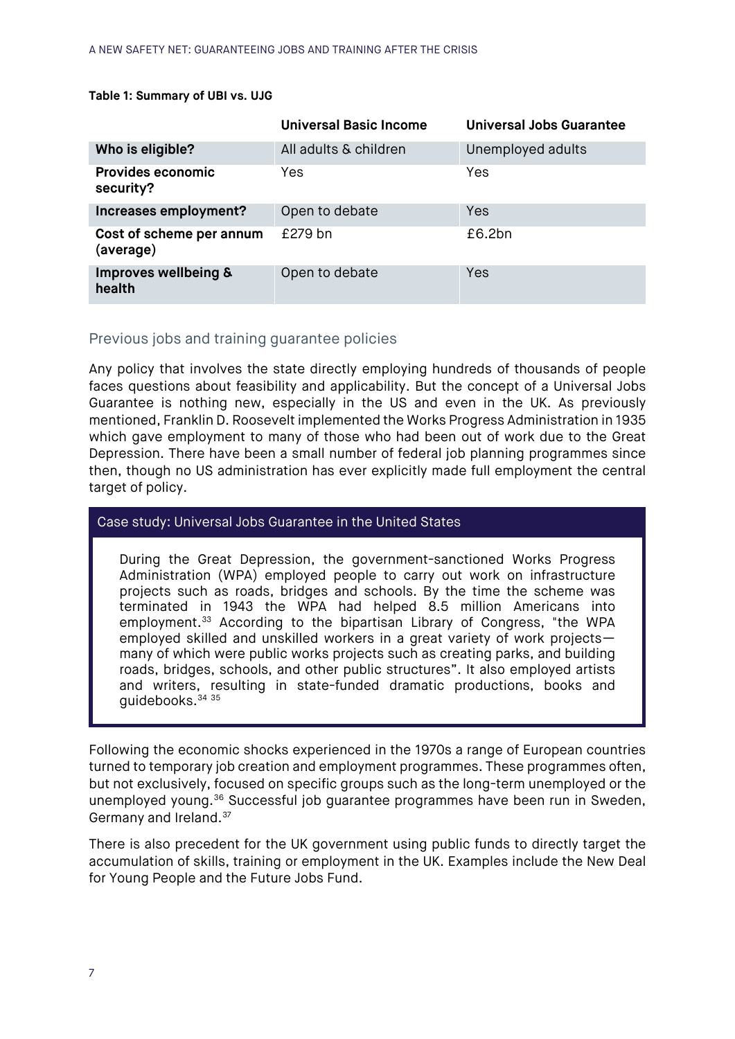**Table 1: Summary of UBI vs. UJG**

| | Universal Basic Income | Universal Jobs Guarantee |
|---|---|---|
| **Who is eligible?** | All adults & children | Unemployed adults |
| **Provides economic security?** | Yes | Yes |
| **Increases employment?** | Open to debate | Yes |
| **Cost of scheme per annum (average)** | £279 bn | £6.2bn |
| **Improves wellbeing & health** | Open to debate | Yes |

## Previous jobs and training guarantee policies

Any policy that involves the state directly employing hundreds of thousands of people faces questions about feasibility and applicability. But the concept of a Universal Jobs Guarantee is nothing new, especially in the US and even in the UK. As previously mentioned, Franklin D. Roosevelt implemented the Works Progress Administration in 1935 which gave employment to many of those who had been out of work due to the Great Depression. There have been a small number of federal job planning programmes since then, though no US administration has ever explicitly made full employment the central target of policy.

### Case study: Universal Jobs Guarantee in the United States

During the Great Depression, the government-sanctioned Works Progress Administration (WPA) employed people to carry out work on infrastructure projects such as roads, bridges and schools. By the time the scheme was terminated in 1943 the WPA had helped 8.5 million Americans into employment.[33] According to the bipartisan Library of Congress, "the WPA employed skilled and unskilled workers in a great variety of work projects—many of which were public works projects such as creating parks, and building roads, bridges, schools, and other public structures". It also employed artists and writers, resulting in state-funded dramatic productions, books and guidebooks.[34 35]

Following the economic shocks experienced in the 1970s a range of European countries turned to temporary job creation and employment programmes. These programmes often, but not exclusively, focused on specific groups such as the long-term unemployed or the unemployed young.[36] Successful job guarantee programmes have been run in Sweden, Germany and Ireland.[37]

There is also precedent for the UK government using public funds to directly target the accumulation of skills, training or employment in the UK. Examples include the New Deal for Young People and the Future Jobs Fund.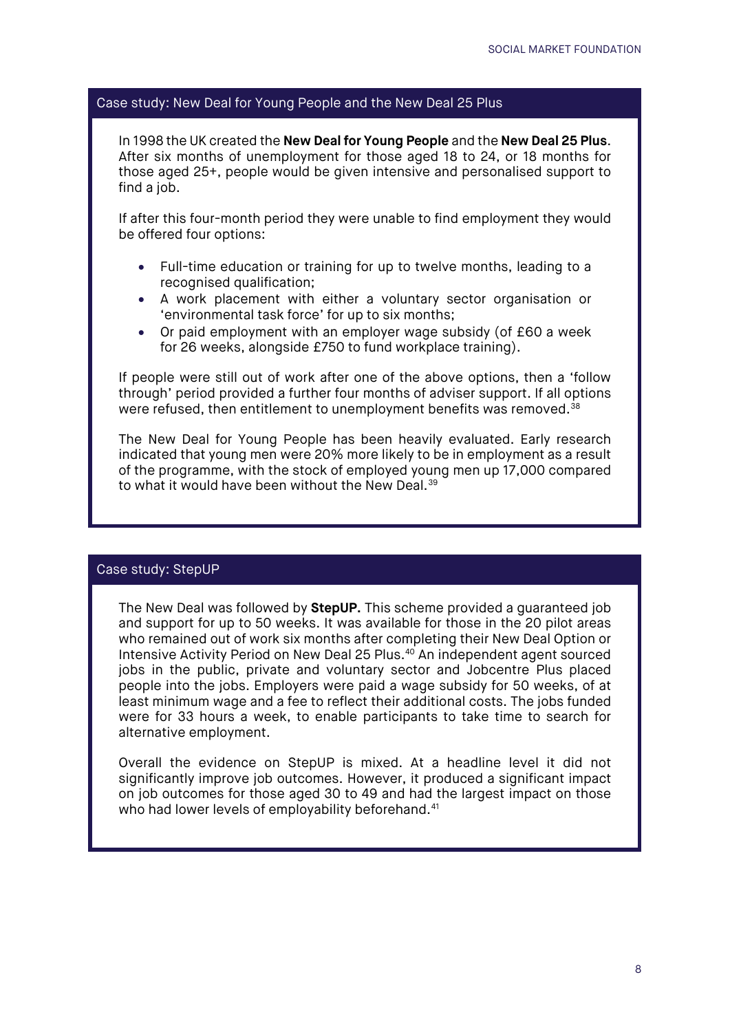### Case study: New Deal for Young People and the New Deal 25 Plus

In 1998 the UK created the **New Deal for Young People** and the **New Deal 25 Plus**. After six months of unemployment for those aged 18 to 24, or 18 months for those aged 25+, people would be given intensive and personalised support to find a job.

If after this four-month period they were unable to find employment they would be offered four options:

- Full-time education or training for up to twelve months, leading to a recognised qualification;
- A work placement with either a voluntary sector organisation or 'environmental task force' for up to six months;
- Or paid employment with an employer wage subsidy (of £60 a week for 26 weeks, alongside £750 to fund workplace training).

If people were still out of work after one of the above options, then a 'follow through' period provided a further four months of adviser support. If all options were refused, then entitlement to unemployment benefits was removed.[38]

The New Deal for Young People has been heavily evaluated. Early research indicated that young men were 20% more likely to be in employment as a result of the programme, with the stock of employed young men up 17,000 compared to what it would have been without the New Deal.[39]

### Case study: StepUP

The New Deal was followed by **StepUP.** This scheme provided a guaranteed job and support for up to 50 weeks. It was available for those in the 20 pilot areas who remained out of work six months after completing their New Deal Option or Intensive Activity Period on New Deal 25 Plus.[40] An independent agent sourced jobs in the public, private and voluntary sector and Jobcentre Plus placed people into the jobs. Employers were paid a wage subsidy for 50 weeks, of at least minimum wage and a fee to reflect their additional costs. The jobs funded were for 33 hours a week, to enable participants to take time to search for alternative employment.

Overall the evidence on StepUP is mixed. At a headline level it did not significantly improve job outcomes. However, it produced a significant impact on job outcomes for those aged 30 to 49 and had the largest impact on those who had lower levels of employability beforehand.[41]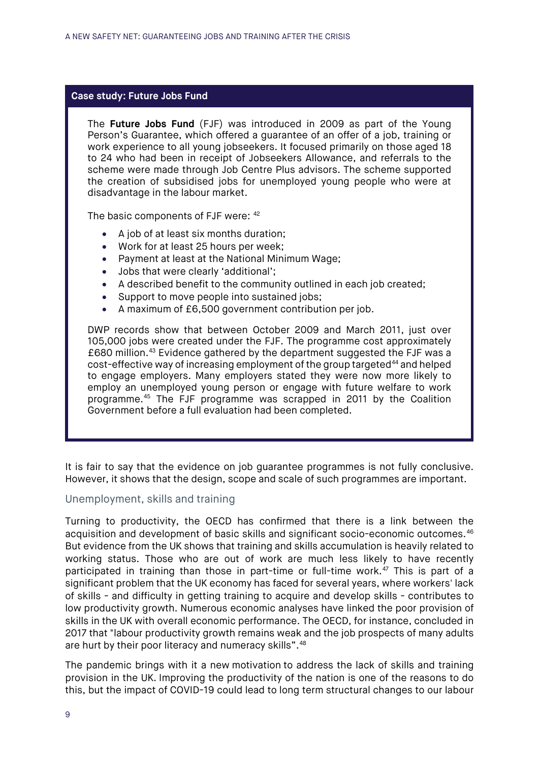**Case study: Future Jobs Fund**

The **Future Jobs Fund** (FJF) was introduced in 2009 as part of the Young Person's Guarantee, which offered a guarantee of an offer of a job, training or work experience to all young jobseekers. It focused primarily on those aged 18 to 24 who had been in receipt of Jobseekers Allowance, and referrals to the scheme were made through Job Centre Plus advisors. The scheme supported the creation of subsidised jobs for unemployed young people who were at disadvantage in the labour market.

The basic components of FJF were: [42]

- A job of at least six months duration;
- Work for at least 25 hours per week;
- Payment at least at the National Minimum Wage;
- Jobs that were clearly 'additional';
- A described benefit to the community outlined in each job created;
- Support to move people into sustained jobs;
- A maximum of £6,500 government contribution per job.

DWP records show that between October 2009 and March 2011, just over 105,000 jobs were created under the FJF. The programme cost approximately £680 million.[43] Evidence gathered by the department suggested the FJF was a cost-effective way of increasing employment of the group targeted[44] and helped to engage employers. Many employers stated they were now more likely to employ an unemployed young person or engage with future welfare to work programme.[45] The FJF programme was scrapped in 2011 by the Coalition Government before a full evaluation had been completed.

It is fair to say that the evidence on job guarantee programmes is not fully conclusive. However, it shows that the design, scope and scale of such programmes are important.

## Unemployment, skills and training

Turning to productivity, the OECD has confirmed that there is a link between the acquisition and development of basic skills and significant socio-economic outcomes.[46] But evidence from the UK shows that training and skills accumulation is heavily related to working status. Those who are out of work are much less likely to have recently participated in training than those in part-time or full-time work.[47] This is part of a significant problem that the UK economy has faced for several years, where workers' lack of skills - and difficulty in getting training to acquire and develop skills - contributes to low productivity growth. Numerous economic analyses have linked the poor provision of skills in the UK with overall economic performance. The OECD, for instance, concluded in 2017 that "labour productivity growth remains weak and the job prospects of many adults are hurt by their poor literacy and numeracy skills".[48]

The pandemic brings with it a new motivation to address the lack of skills and training provision in the UK. Improving the productivity of the nation is one of the reasons to do this, but the impact of COVID-19 could lead to long term structural changes to our labour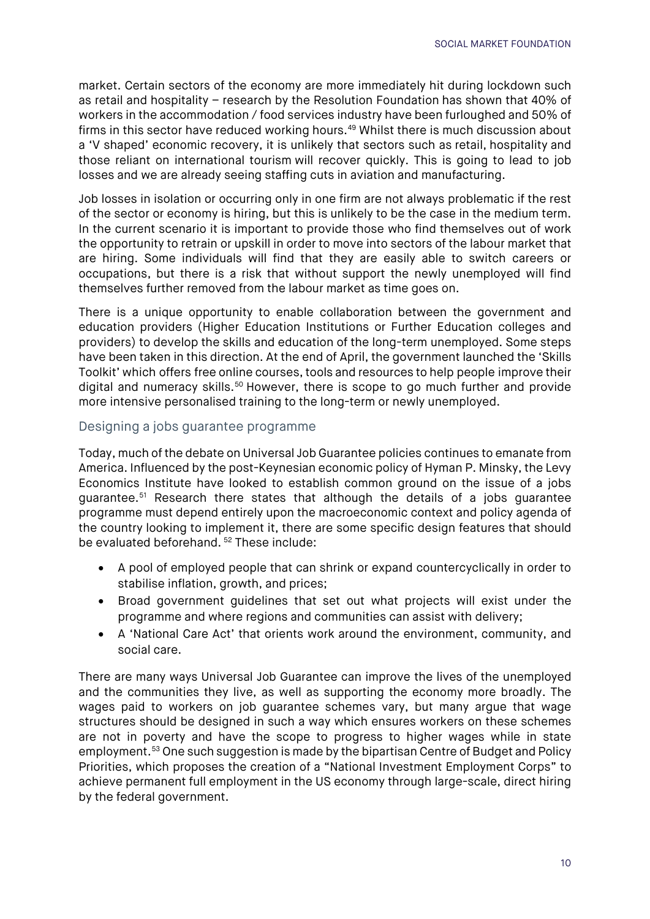market. Certain sectors of the economy are more immediately hit during lockdown such as retail and hospitality – research by the Resolution Foundation has shown that 40% of workers in the accommodation / food services industry have been furloughed and 50% of firms in this sector have reduced working hours.[49] Whilst there is much discussion about a 'V shaped' economic recovery, it is unlikely that sectors such as retail, hospitality and those reliant on international tourism will recover quickly. This is going to lead to job losses and we are already seeing staffing cuts in aviation and manufacturing.

Job losses in isolation or occurring only in one firm are not always problematic if the rest of the sector or economy is hiring, but this is unlikely to be the case in the medium term. In the current scenario it is important to provide those who find themselves out of work the opportunity to retrain or upskill in order to move into sectors of the labour market that are hiring. Some individuals will find that they are easily able to switch careers or occupations, but there is a risk that without support the newly unemployed will find themselves further removed from the labour market as time goes on.

There is a unique opportunity to enable collaboration between the government and education providers (Higher Education Institutions or Further Education colleges and providers) to develop the skills and education of the long-term unemployed. Some steps have been taken in this direction. At the end of April, the government launched the 'Skills Toolkit' which offers free online courses, tools and resources to help people improve their digital and numeracy skills.[50] However, there is scope to go much further and provide more intensive personalised training to the long-term or newly unemployed.

### Designing a jobs guarantee programme

Today, much of the debate on Universal Job Guarantee policies continues to emanate from America. Influenced by the post-Keynesian economic policy of Hyman P. Minsky, the Levy Economics Institute have looked to establish common ground on the issue of a jobs guarantee.[51] Research there states that although the details of a jobs guarantee programme must depend entirely upon the macroeconomic context and policy agenda of the country looking to implement it, there are some specific design features that should be evaluated beforehand. [52] These include:

- A pool of employed people that can shrink or expand countercyclically in order to stabilise inflation, growth, and prices;
- Broad government guidelines that set out what projects will exist under the programme and where regions and communities can assist with delivery;
- A 'National Care Act' that orients work around the environment, community, and social care.

There are many ways Universal Job Guarantee can improve the lives of the unemployed and the communities they live, as well as supporting the economy more broadly. The wages paid to workers on job guarantee schemes vary, but many argue that wage structures should be designed in such a way which ensures workers on these schemes are not in poverty and have the scope to progress to higher wages while in state employment.[53] One such suggestion is made by the bipartisan Centre of Budget and Policy Priorities, which proposes the creation of a "National Investment Employment Corps" to achieve permanent full employment in the US economy through large-scale, direct hiring by the federal government.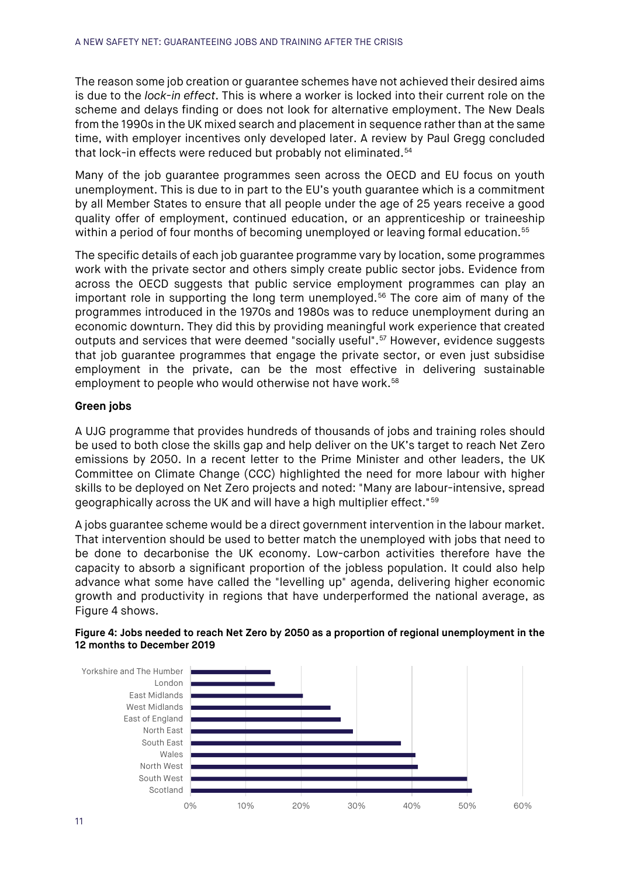The reason some job creation or guarantee schemes have not achieved their desired aims is due to the *lock-in effect*. This is where a worker is locked into their current role on the scheme and delays finding or does not look for alternative employment. The New Deals from the 1990s in the UK mixed search and placement in sequence rather than at the same time, with employer incentives only developed later. A review by Paul Gregg concluded that lock-in effects were reduced but probably not eliminated.[54]

Many of the job guarantee programmes seen across the OECD and EU focus on youth unemployment. This is due to in part to the EU's youth guarantee which is a commitment by all Member States to ensure that all people under the age of 25 years receive a good quality offer of employment, continued education, or an apprenticeship or traineeship within a period of four months of becoming unemployed or leaving formal education.[55]

The specific details of each job guarantee programme vary by location, some programmes work with the private sector and others simply create public sector jobs. Evidence from across the OECD suggests that public service employment programmes can play an important role in supporting the long term unemployed.[56] The core aim of many of the programmes introduced in the 1970s and 1980s was to reduce unemployment during an economic downturn. They did this by providing meaningful work experience that created outputs and services that were deemed "socially useful".[57] However, evidence suggests that job guarantee programmes that engage the private sector, or even just subsidise employment in the private, can be the most effective in delivering sustainable employment to people who would otherwise not have work.[58]

**Green jobs**

A UJG programme that provides hundreds of thousands of jobs and training roles should be used to both close the skills gap and help deliver on the UK's target to reach Net Zero emissions by 2050. In a recent letter to the Prime Minister and other leaders, the UK Committee on Climate Change (CCC) highlighted the need for more labour with higher skills to be deployed on Net Zero projects and noted: "Many are labour-intensive, spread geographically across the UK and will have a high multiplier effect."[59]

A jobs guarantee scheme would be a direct government intervention in the labour market. That intervention should be used to better match the unemployed with jobs that need to be done to decarbonise the UK economy. Low-carbon activities therefore have the capacity to absorb a significant proportion of the jobless population. It could also help advance what some have called the "levelling up" agenda, delivering higher economic growth and productivity in regions that have underperformed the national average, as Figure 4 shows.

**Figure 4: Jobs needed to reach Net Zero by 2050 as a proportion of regional unemployment in the 12 months to December 2019**

Yorkshire and The Humber
London
East Midlands
West Midlands
East of England
North East
South East
Wales
North West
South West
Scotland

0% 10% 20% 30% 40% 50% 60%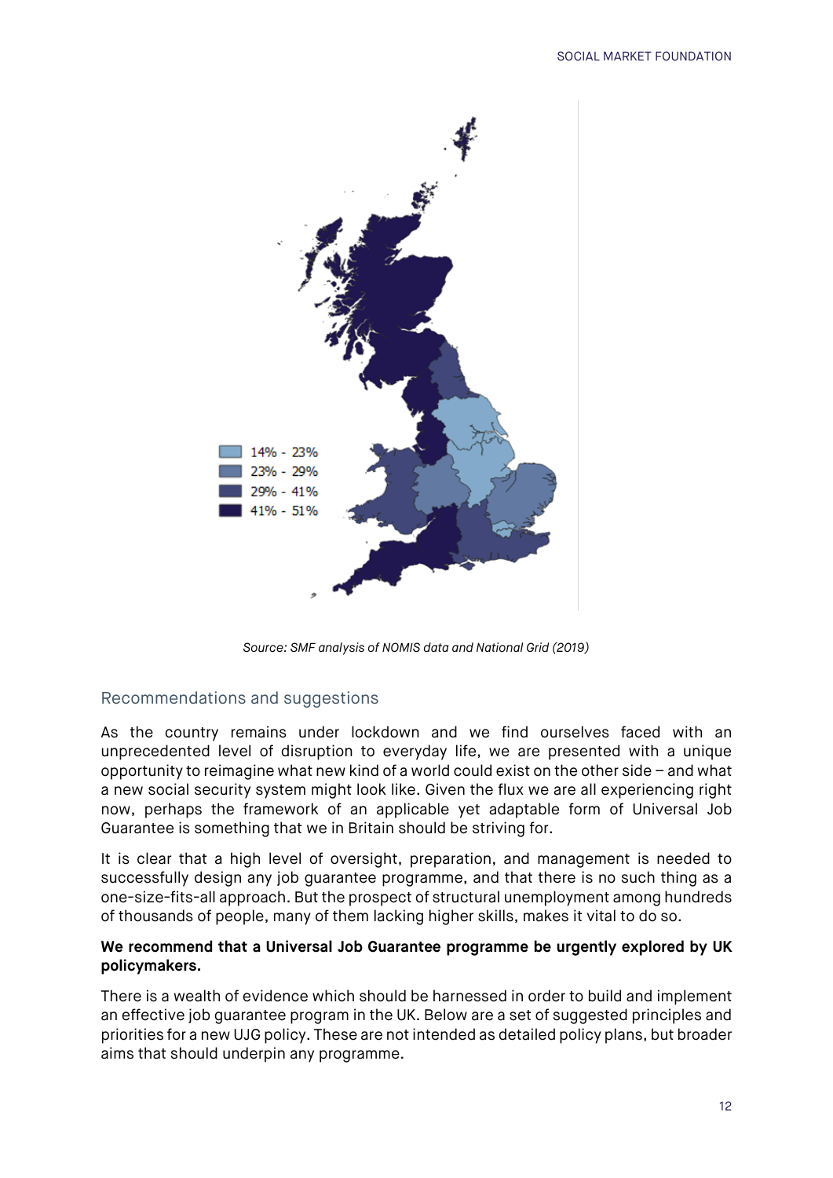14% - 23%
23% - 29%
29% - 41%
41% - 51%

*Source: SMF analysis of NOMIS data and National Grid (2019)*

## Recommendations and suggestions

As the country remains under lockdown and we find ourselves faced with an unprecedented level of disruption to everyday life, we are presented with a unique opportunity to reimagine what new kind of a world could exist on the other side – and what a new social security system might look like. Given the flux we are all experiencing right now, perhaps the framework of an applicable yet adaptable form of Universal Job Guarantee is something that we in Britain should be striving for.

It is clear that a high level of oversight, preparation, and management is needed to successfully design any job guarantee programme, and that there is no such thing as a one-size-fits-all approach. But the prospect of structural unemployment among hundreds of thousands of people, many of them lacking higher skills, makes it vital to do so.

**We recommend that a Universal Job Guarantee programme be urgently explored by UK policymakers.**

There is a wealth of evidence which should be harnessed in order to build and implement an effective job guarantee program in the UK. Below are a set of suggested principles and priorities for a new UJG policy. These are not intended as detailed policy plans, but broader aims that should underpin any programme.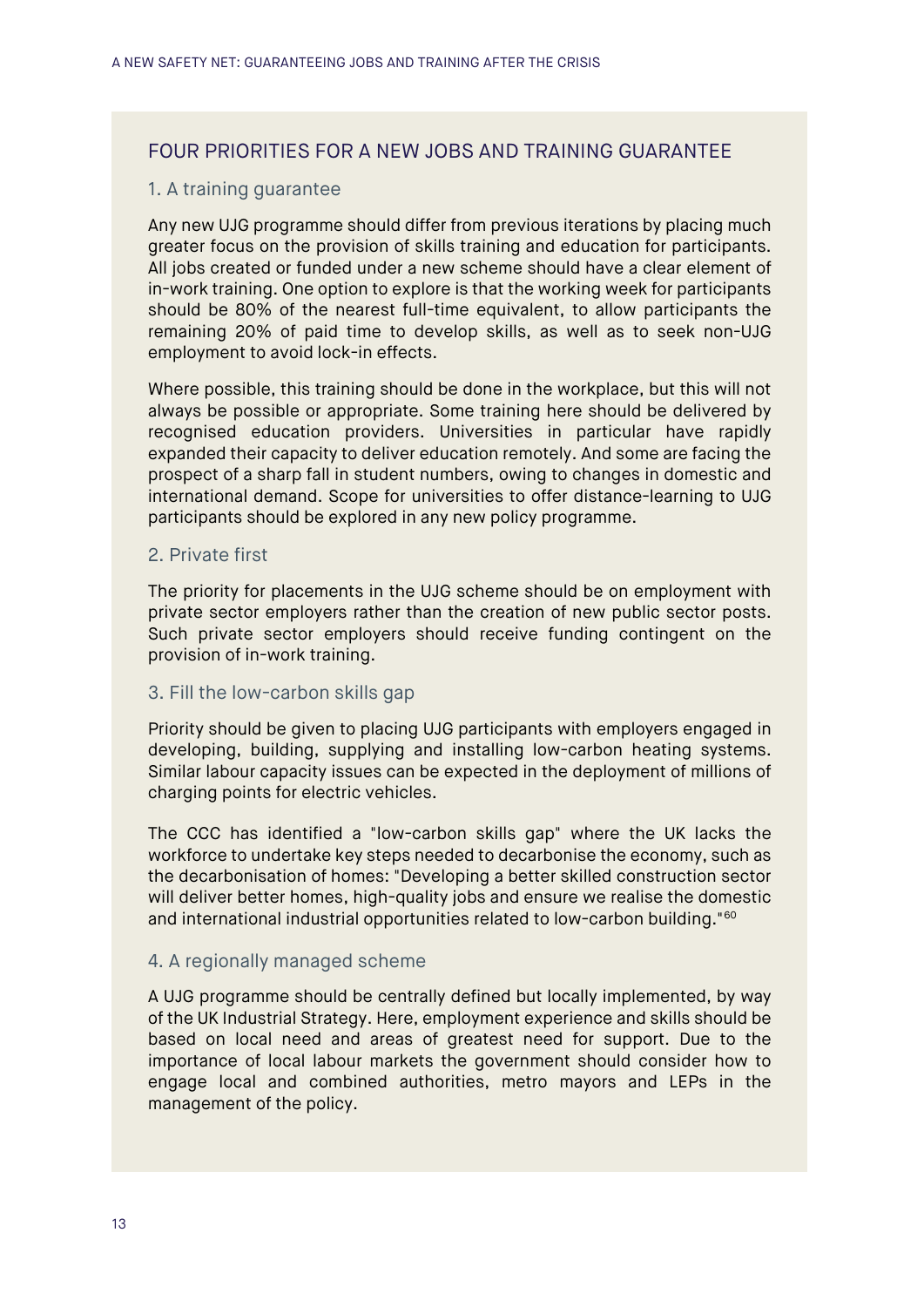## FOUR PRIORITIES FOR A NEW JOBS AND TRAINING GUARANTEE

### 1. A training guarantee

Any new UJG programme should differ from previous iterations by placing much greater focus on the provision of skills training and education for participants. All jobs created or funded under a new scheme should have a clear element of in-work training. One option to explore is that the working week for participants should be 80% of the nearest full-time equivalent, to allow participants the remaining 20% of paid time to develop skills, as well as to seek non-UJG employment to avoid lock-in effects.

Where possible, this training should be done in the workplace, but this will not always be possible or appropriate. Some training here should be delivered by recognised education providers. Universities in particular have rapidly expanded their capacity to deliver education remotely. And some are facing the prospect of a sharp fall in student numbers, owing to changes in domestic and international demand. Scope for universities to offer distance-learning to UJG participants should be explored in any new policy programme.

### 2. Private first

The priority for placements in the UJG scheme should be on employment with private sector employers rather than the creation of new public sector posts. Such private sector employers should receive funding contingent on the provision of in-work training.

### 3. Fill the low-carbon skills gap

Priority should be given to placing UJG participants with employers engaged in developing, building, supplying and installing low-carbon heating systems. Similar labour capacity issues can be expected in the deployment of millions of charging points for electric vehicles.

The CCC has identified a "low-carbon skills gap" where the UK lacks the workforce to undertake key steps needed to decarbonise the economy, such as the decarbonisation of homes: "Developing a better skilled construction sector will deliver better homes, high-quality jobs and ensure we realise the domestic and international industrial opportunities related to low-carbon building."[60]

### 4. A regionally managed scheme

A UJG programme should be centrally defined but locally implemented, by way of the UK Industrial Strategy. Here, employment experience and skills should be based on local need and areas of greatest need for support. Due to the importance of local labour markets the government should consider how to engage local and combined authorities, metro mayors and LEPs in the management of the policy.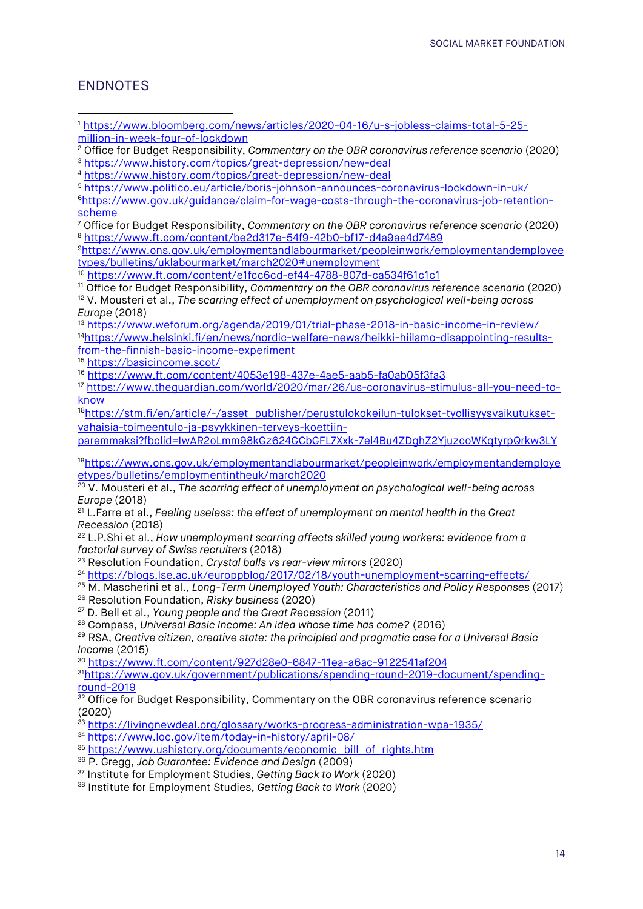## ENDNOTES

[1] https://www.bloomberg.com/news/articles/2020-04-16/u-s-jobless-claims-total-5-25-million-in-week-four-of-lockdown

[2] Office for Budget Responsibility, *Commentary on the OBR coronavirus reference scenario* (2020)

[3] https://www.history.com/topics/great-depression/new-deal

[4] https://www.history.com/topics/great-depression/new-deal

[5] https://www.politico.eu/article/boris-johnson-announces-coronavirus-lockdown-in-uk/

[6] https://www.gov.uk/guidance/claim-for-wage-costs-through-the-coronavirus-job-retention-scheme

[7] Office for Budget Responsibility, *Commentary on the OBR coronavirus reference scenario* (2020)

[8] https://www.ft.com/content/be2d317e-54f9-42b0-bf17-d4a9ae4d7489

[9] https://www.ons.gov.uk/employmentandlabourmarket/peopleinwork/employmentandemployeetypes/bulletins/uklabourmarket/march2020#unemployment

[10] https://www.ft.com/content/e1fcc6cd-ef44-4788-807d-ca534f61c1c1

[11] Office for Budget Responsibility, *Commentary on the OBR coronavirus reference scenario* (2020)

[12] V. Mousteri et al., *The scarring effect of unemployment on psychological well-being across Europe* (2018)

[13] https://www.weforum.org/agenda/2019/01/trial-phase-2018-in-basic-income-in-review/

[14] https://www.helsinki.fi/en/news/nordic-welfare-news/heikki-hiilamo-disappointing-results-from-the-finnish-basic-income-experiment

[15] https://basicincome.scot/

[16] https://www.ft.com/content/4053e198-437e-4ae5-aab5-fa0ab05f3fa3

[17] https://www.theguardian.com/world/2020/mar/26/us-coronavirus-stimulus-all-you-need-to-know

[18] https://stm.fi/en/article/-/asset_publisher/perustulokokeilun-tulokset-tyollisyysvaikutukset-vahaisia-toimeentulo-ja-psyykkinen-terveys-koettiin-paremmaksi?fbclid=IwAR2oLmm98kGz624GCbGFL7Xxk-7el4Bu4ZDghZ2YjuzcoWKqtyrpQrkw3LY

[19] https://www.ons.gov.uk/employmentandlabourmarket/peopleinwork/employmentandemployeetypes/bulletins/employmentintheuk/march2020

[20] V. Mousteri et al., *The scarring effect of unemployment on psychological well-being across Europe* (2018)

[21] L.Farre et al., *Feeling useless: the effect of unemployment on mental health in the Great Recession* (2018)

[22] L.P.Shi et al., *How unemployment scarring affects skilled young workers: evidence from a factorial survey of Swiss recruiters* (2018)

[23] Resolution Foundation, *Crystal balls vs rear-view mirrors* (2020)

[24] https://blogs.lse.ac.uk/europpblog/2017/02/18/youth-unemployment-scarring-effects/

[25] M. Mascherini et al., *Long-Term Unemployed Youth: Characteristics and Policy Responses* (2017)

[26] Resolution Foundation, *Risky business* (2020)

[27] D. Bell et al., *Young people and the Great Recession* (2011)

[28] Compass, *Universal Basic Income: An idea whose time has come?* (2016)

[29] RSA, *Creative citizen, creative state: the principled and pragmatic case for a Universal Basic Income* (2015)

[30] https://www.ft.com/content/927d28e0-6847-11ea-a6ac-9122541af204

[31] https://www.gov.uk/government/publications/spending-round-2019-document/spending-round-2019

[32] Office for Budget Responsibility, Commentary on the OBR coronavirus reference scenario (2020)

[33] https://livingnewdeal.org/glossary/works-progress-administration-wpa-1935/

[34] https://www.loc.gov/item/today-in-history/april-08/

[35] https://www.ushistory.org/documents/economic_bill_of_rights.htm

[36] P. Gregg, *Job Guarantee: Evidence and Design* (2009)

[37] Institute for Employment Studies, *Getting Back to Work* (2020)

[38] Institute for Employment Studies, *Getting Back to Work* (2020)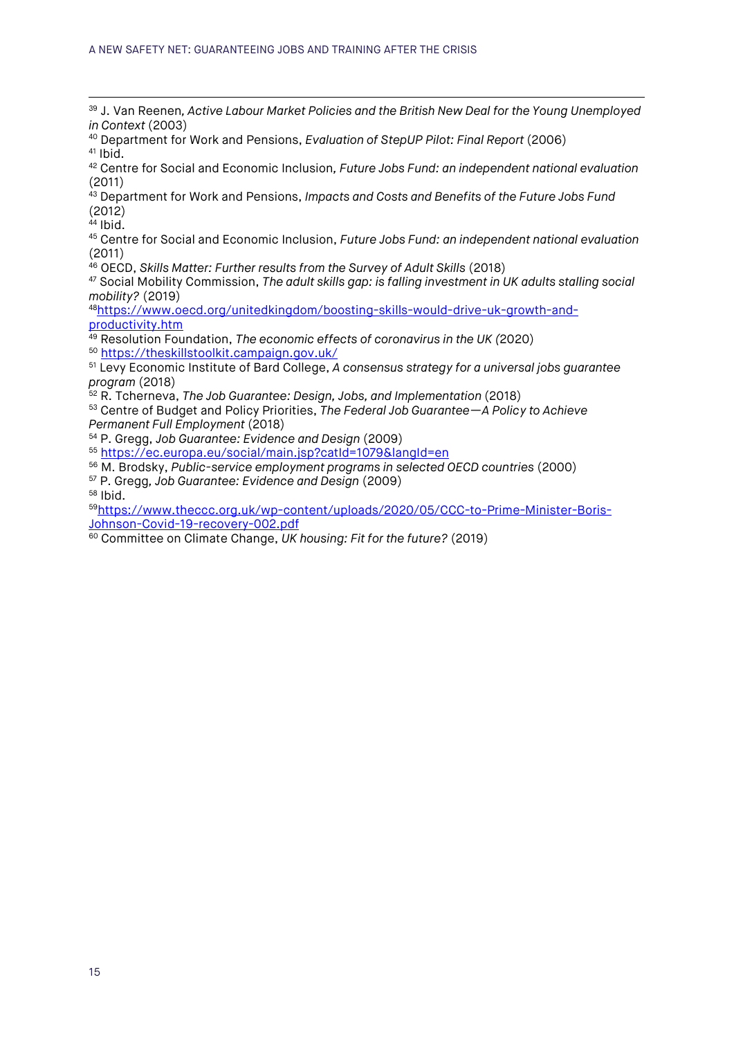[39] J. Van Reenen, *Active Labour Market Policies and the British New Deal for the Young Unemployed in Context* (2003)
[40] Department for Work and Pensions, *Evaluation of StepUP Pilot: Final Report* (2006)
[41] Ibid.
[42] Centre for Social and Economic Inclusion, *Future Jobs Fund: an independent national evaluation* (2011)
[43] Department for Work and Pensions, *Impacts and Costs and Benefits of the Future Jobs Fund* (2012)
[44] Ibid.
[45] Centre for Social and Economic Inclusion, *Future Jobs Fund: an independent national evaluation* (2011)
[46] OECD, *Skills Matter: Further results from the Survey of Adult Skills* (2018)
[47] Social Mobility Commission, *The adult skills gap: is falling investment in UK adults stalling social mobility?* (2019)
[48] https://www.oecd.org/unitedkingdom/boosting-skills-would-drive-uk-growth-and-productivity.htm
[49] Resolution Foundation, *The economic effects of coronavirus in the UK (*2020)
[50] https://theskillstoolkit.campaign.gov.uk/
[51] Levy Economic Institute of Bard College, *A consensus strategy for a universal jobs guarantee program* (2018)
[52] R. Tcherneva, *The Job Guarantee: Design, Jobs, and Implementation* (2018)
[53] Centre of Budget and Policy Priorities, *The Federal Job Guarantee—A Policy to Achieve Permanent Full Employment* (2018)
[54] P. Gregg, *Job Guarantee: Evidence and Design* (2009)
[55] https://ec.europa.eu/social/main.jsp?catId=1079&langId=en
[56] M. Brodsky, *Public-service employment programs in selected OECD countries* (2000)
[57] P. Gregg*, Job Guarantee: Evidence and Design* (2009)
[58] Ibid.
[59] https://www.theccc.org.uk/wp-content/uploads/2020/05/CCC-to-Prime-Minister-Boris-Johnson-Covid-19-recovery-002.pdf
[60] Committee on Climate Change, *UK housing: Fit for the future?* (2019)